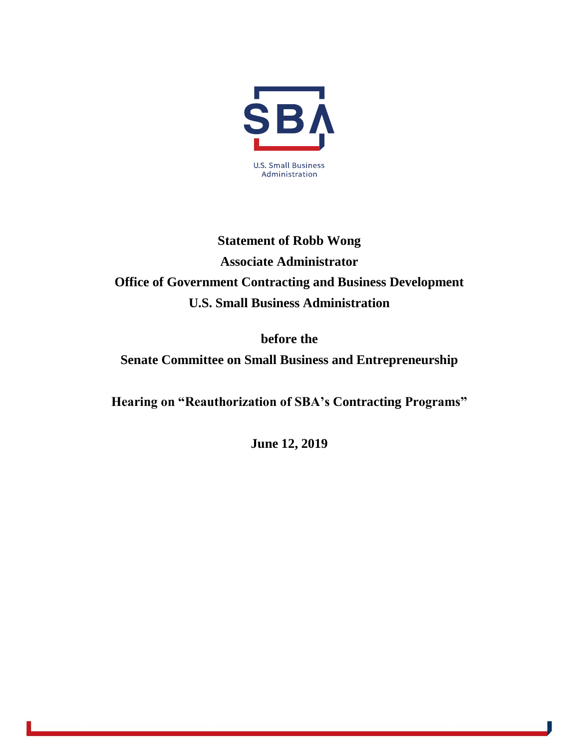SBA

U.S. Small Business Administration

**Statement of Robb Wong**

**Associate Administrator**

**Office of Government Contracting and Business Development**

**U.S. Small Business Administration**

**before the**

**Senate Committee on Small Business and Entrepreneurship**

**Hearing on "Reauthorization of SBA's Contracting Programs"**

**June 12, 2019**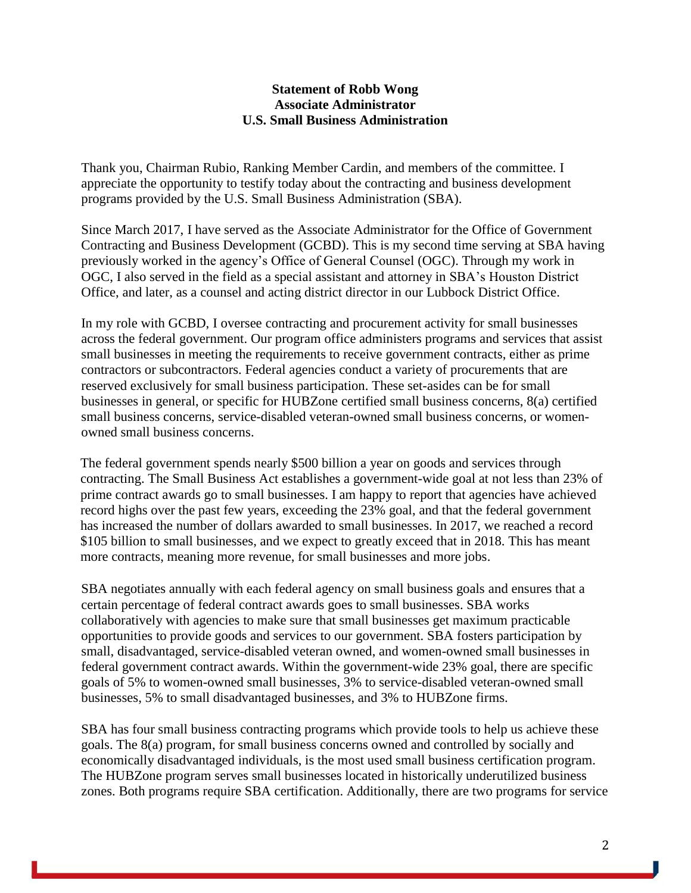**Statement of Robb Wong**
**Associate Administrator**
**U.S. Small Business Administration**

Thank you, Chairman Rubio, Ranking Member Cardin, and members of the committee. I appreciate the opportunity to testify today about the contracting and business development programs provided by the U.S. Small Business Administration (SBA).

Since March 2017, I have served as the Associate Administrator for the Office of Government Contracting and Business Development (GCBD). This is my second time serving at SBA having previously worked in the agency's Office of General Counsel (OGC). Through my work in OGC, I also served in the field as a special assistant and attorney in SBA's Houston District Office, and later, as a counsel and acting district director in our Lubbock District Office.

In my role with GCBD, I oversee contracting and procurement activity for small businesses across the federal government. Our program office administers programs and services that assist small businesses in meeting the requirements to receive government contracts, either as prime contractors or subcontractors. Federal agencies conduct a variety of procurements that are reserved exclusively for small business participation. These set-asides can be for small businesses in general, or specific for HUBZone certified small business concerns, 8(a) certified small business concerns, service-disabled veteran-owned small business concerns, or women-owned small business concerns.

The federal government spends nearly $500 billion a year on goods and services through contracting. The Small Business Act establishes a government-wide goal at not less than 23% of prime contract awards go to small businesses. I am happy to report that agencies have achieved record highs over the past few years, exceeding the 23% goal, and that the federal government has increased the number of dollars awarded to small businesses. In 2017, we reached a record $105 billion to small businesses, and we expect to greatly exceed that in 2018. This has meant more contracts, meaning more revenue, for small businesses and more jobs.

SBA negotiates annually with each federal agency on small business goals and ensures that a certain percentage of federal contract awards goes to small businesses. SBA works collaboratively with agencies to make sure that small businesses get maximum practicable opportunities to provide goods and services to our government. SBA fosters participation by small, disadvantaged, service-disabled veteran owned, and women-owned small businesses in federal government contract awards. Within the government-wide 23% goal, there are specific goals of 5% to women-owned small businesses, 3% to service-disabled veteran-owned small businesses, 5% to small disadvantaged businesses, and 3% to HUBZone firms.

SBA has four small business contracting programs which provide tools to help us achieve these goals. The 8(a) program, for small business concerns owned and controlled by socially and economically disadvantaged individuals, is the most used small business certification program. The HUBZone program serves small businesses located in historically underutilized business zones. Both programs require SBA certification. Additionally, there are two programs for service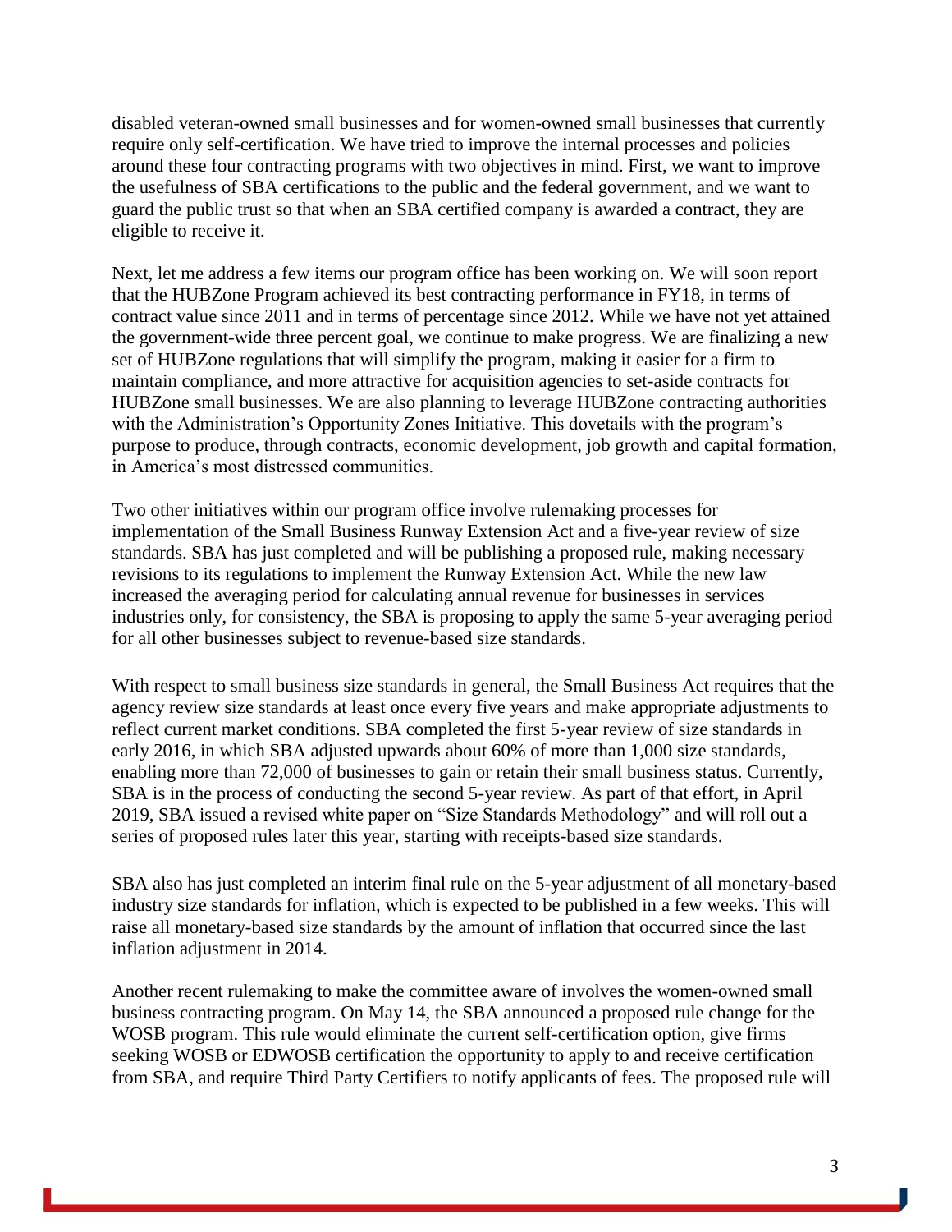disabled veteran-owned small businesses and for women-owned small businesses that currently require only self-certification. We have tried to improve the internal processes and policies around these four contracting programs with two objectives in mind. First, we want to improve the usefulness of SBA certifications to the public and the federal government, and we want to guard the public trust so that when an SBA certified company is awarded a contract, they are eligible to receive it.

Next, let me address a few items our program office has been working on. We will soon report that the HUBZone Program achieved its best contracting performance in FY18, in terms of contract value since 2011 and in terms of percentage since 2012. While we have not yet attained the government-wide three percent goal, we continue to make progress. We are finalizing a new set of HUBZone regulations that will simplify the program, making it easier for a firm to maintain compliance, and more attractive for acquisition agencies to set-aside contracts for HUBZone small businesses. We are also planning to leverage HUBZone contracting authorities with the Administration's Opportunity Zones Initiative. This dovetails with the program's purpose to produce, through contracts, economic development, job growth and capital formation, in America's most distressed communities.

Two other initiatives within our program office involve rulemaking processes for implementation of the Small Business Runway Extension Act and a five-year review of size standards. SBA has just completed and will be publishing a proposed rule, making necessary revisions to its regulations to implement the Runway Extension Act. While the new law increased the averaging period for calculating annual revenue for businesses in services industries only, for consistency, the SBA is proposing to apply the same 5-year averaging period for all other businesses subject to revenue-based size standards.

With respect to small business size standards in general, the Small Business Act requires that the agency review size standards at least once every five years and make appropriate adjustments to reflect current market conditions. SBA completed the first 5-year review of size standards in early 2016, in which SBA adjusted upwards about 60% of more than 1,000 size standards, enabling more than 72,000 of businesses to gain or retain their small business status. Currently, SBA is in the process of conducting the second 5-year review. As part of that effort, in April 2019, SBA issued a revised white paper on "Size Standards Methodology" and will roll out a series of proposed rules later this year, starting with receipts-based size standards.

SBA also has just completed an interim final rule on the 5-year adjustment of all monetary-based industry size standards for inflation, which is expected to be published in a few weeks. This will raise all monetary-based size standards by the amount of inflation that occurred since the last inflation adjustment in 2014.

Another recent rulemaking to make the committee aware of involves the women-owned small business contracting program. On May 14, the SBA announced a proposed rule change for the WOSB program. This rule would eliminate the current self-certification option, give firms seeking WOSB or EDWOSB certification the opportunity to apply to and receive certification from SBA, and require Third Party Certifiers to notify applicants of fees. The proposed rule will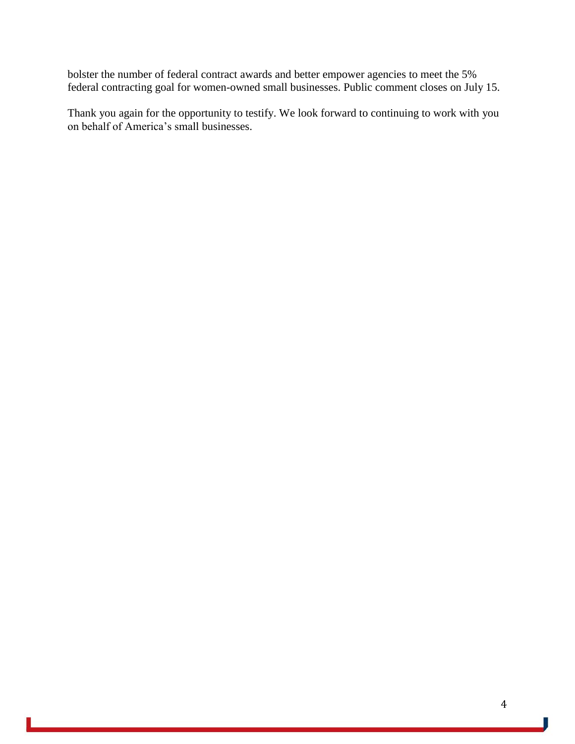bolster the number of federal contract awards and better empower agencies to meet the 5% federal contracting goal for women-owned small businesses. Public comment closes on July 15.

Thank you again for the opportunity to testify. We look forward to continuing to work with you on behalf of America's small businesses.